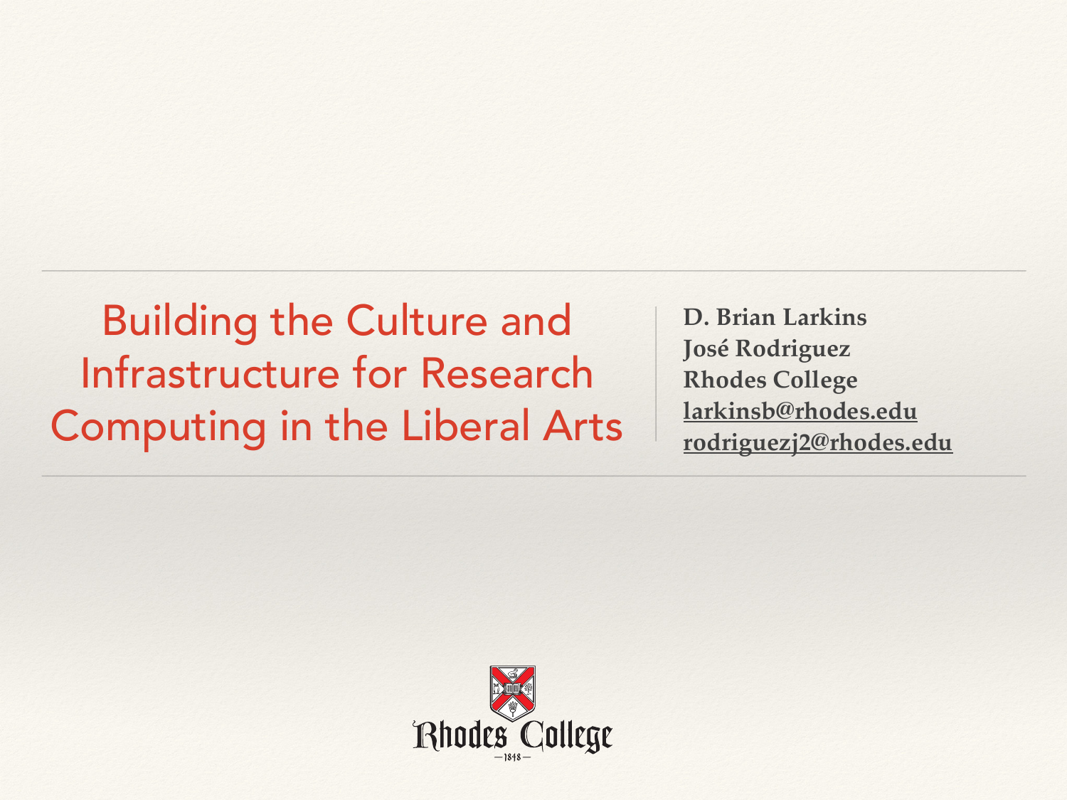# Building the Culture and Infrastructure for Research Computing in the Liberal Arts

**D. Brian Larkins**
**José Rodriguez**
**Rhodes College**
**larkinsb@rhodes.edu**
**rodriguezj2@rhodes.edu**

Rhodes College
—1848—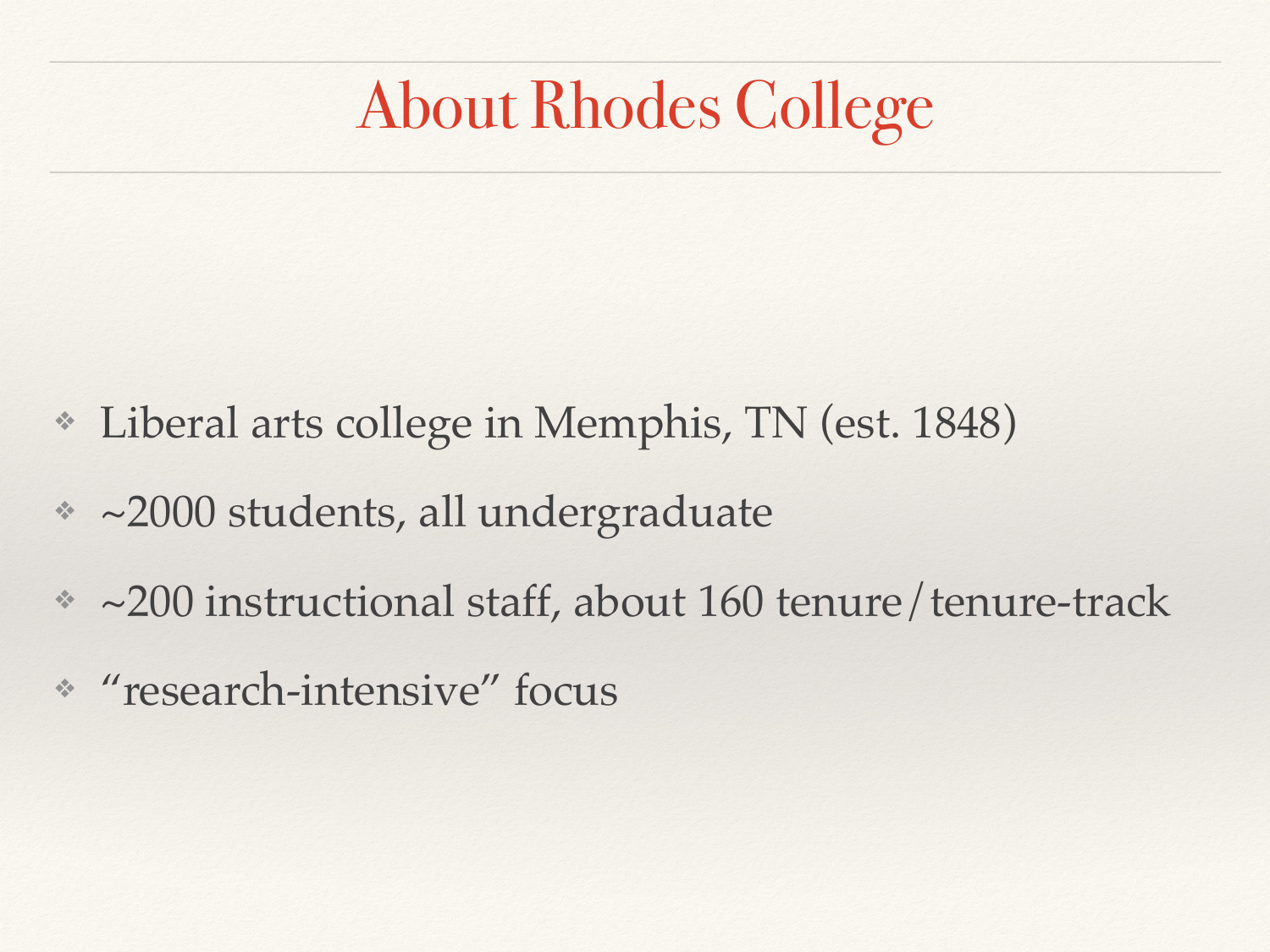# About Rhodes College

- Liberal arts college in Memphis, TN (est. 1848)
- ~2000 students, all undergraduate
- ~200 instructional staff, about 160 tenure/tenure-track
- “research-intensive” focus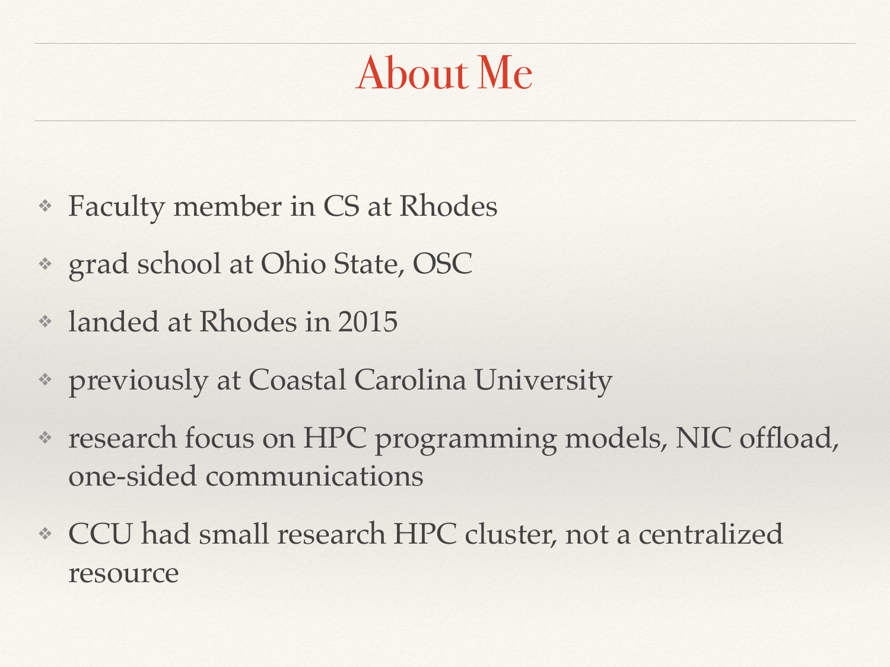# About Me

- Faculty member in CS at Rhodes
- grad school at Ohio State, OSC
- landed at Rhodes in 2015
- previously at Coastal Carolina University
- research focus on HPC programming models, NIC offload, one-sided communications
- CCU had small research HPC cluster, not a centralized resource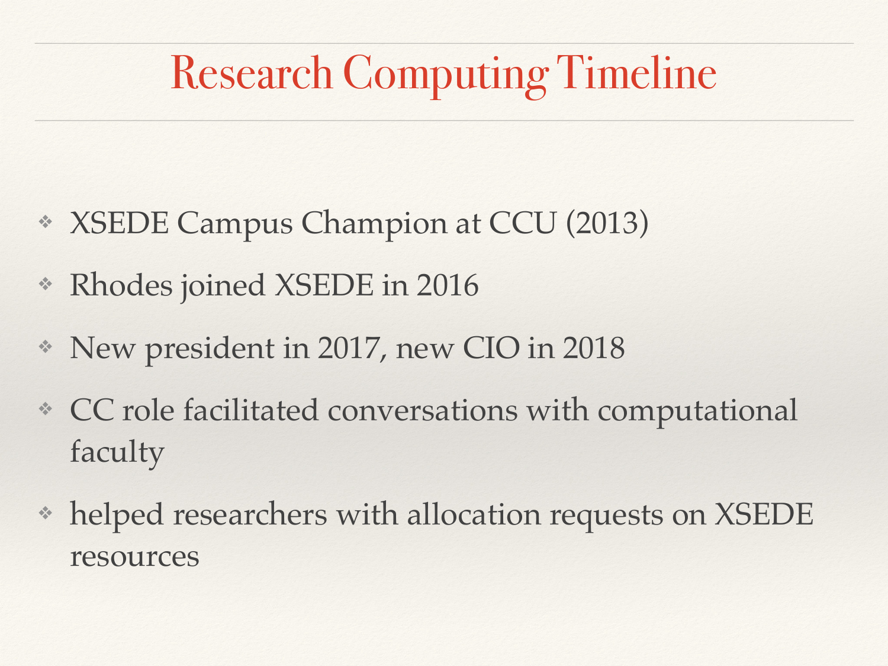# Research Computing Timeline

- XSEDE Campus Champion at CCU (2013)
- Rhodes joined XSEDE in 2016
- New president in 2017, new CIO in 2018
- CC role facilitated conversations with computational faculty
- helped researchers with allocation requests on XSEDE resources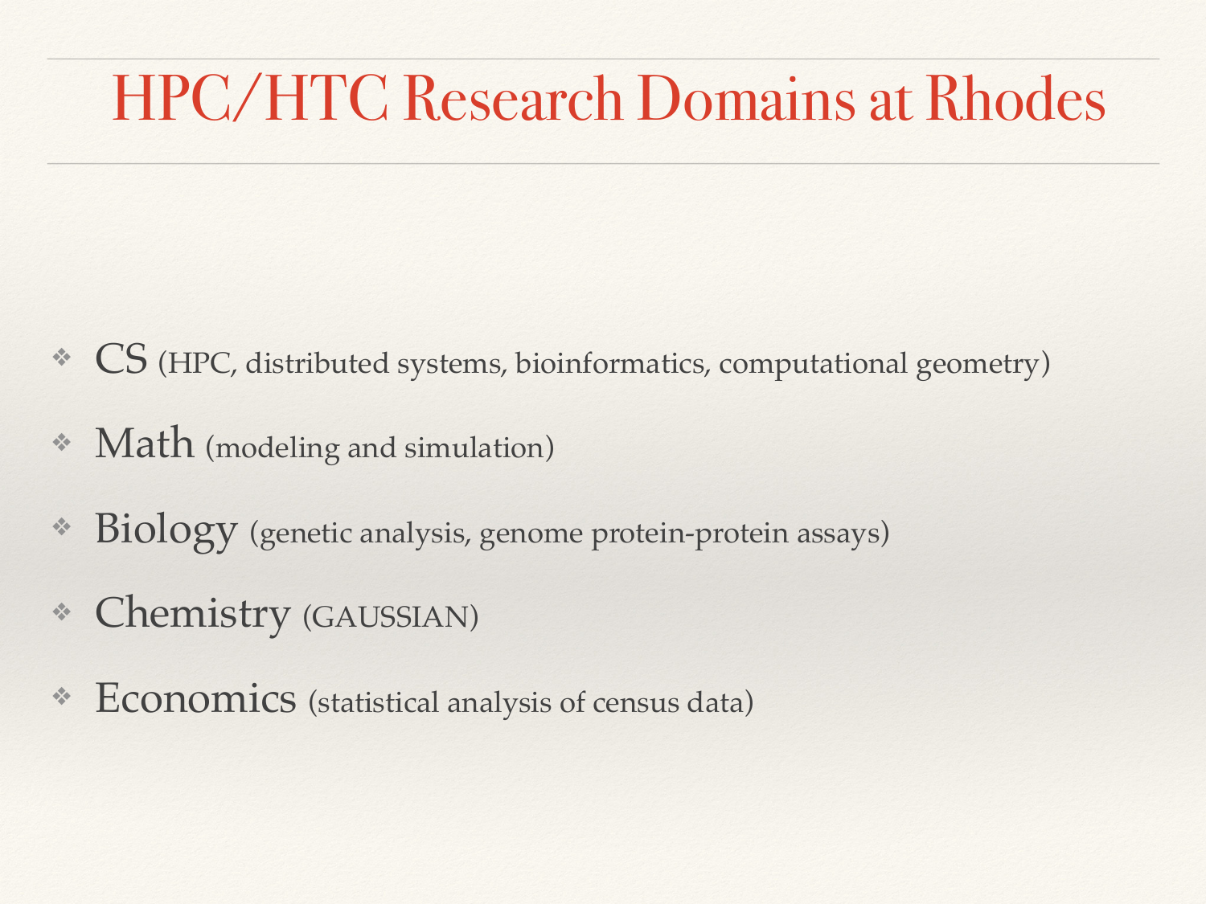# HPC/HTC Research Domains at Rhodes

- CS (HPC, distributed systems, bioinformatics, computational geometry)
- Math (modeling and simulation)
- Biology (genetic analysis, genome protein-protein assays)
- Chemistry (GAUSSIAN)
- Economics (statistical analysis of census data)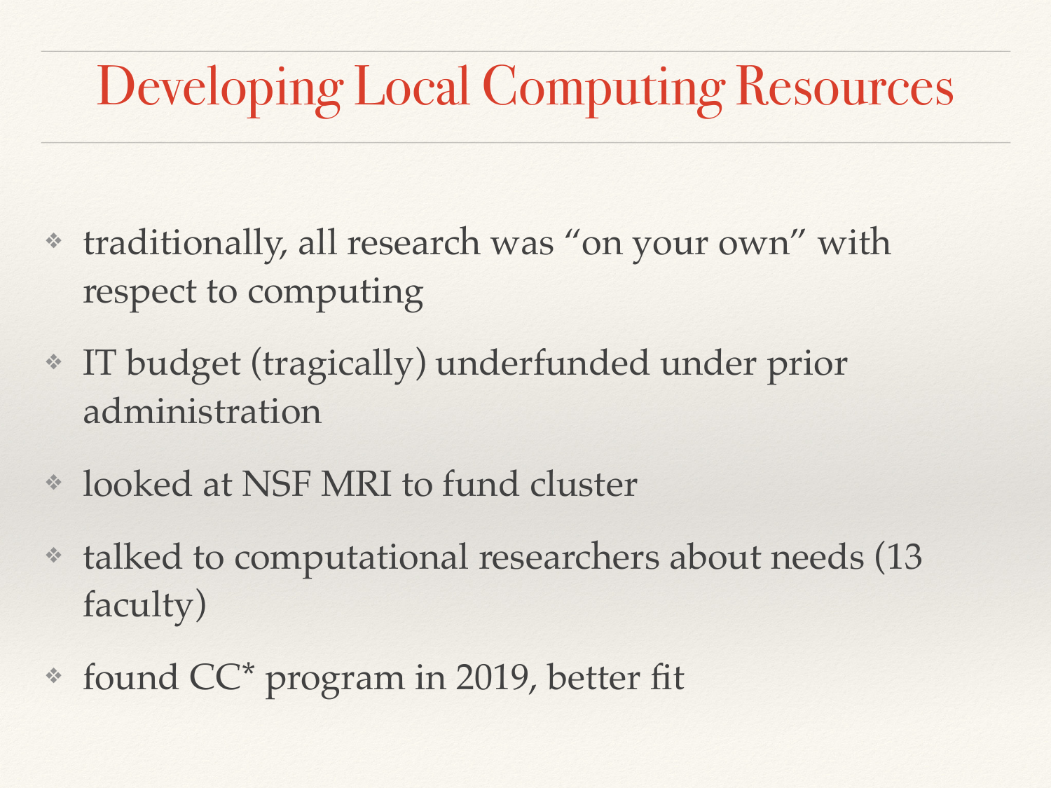# Developing Local Computing Resources

- traditionally, all research was “on your own” with respect to computing
- IT budget (tragically) underfunded under prior administration
- looked at NSF MRI to fund cluster
- talked to computational researchers about needs (13 faculty)
- found CC* program in 2019, better fit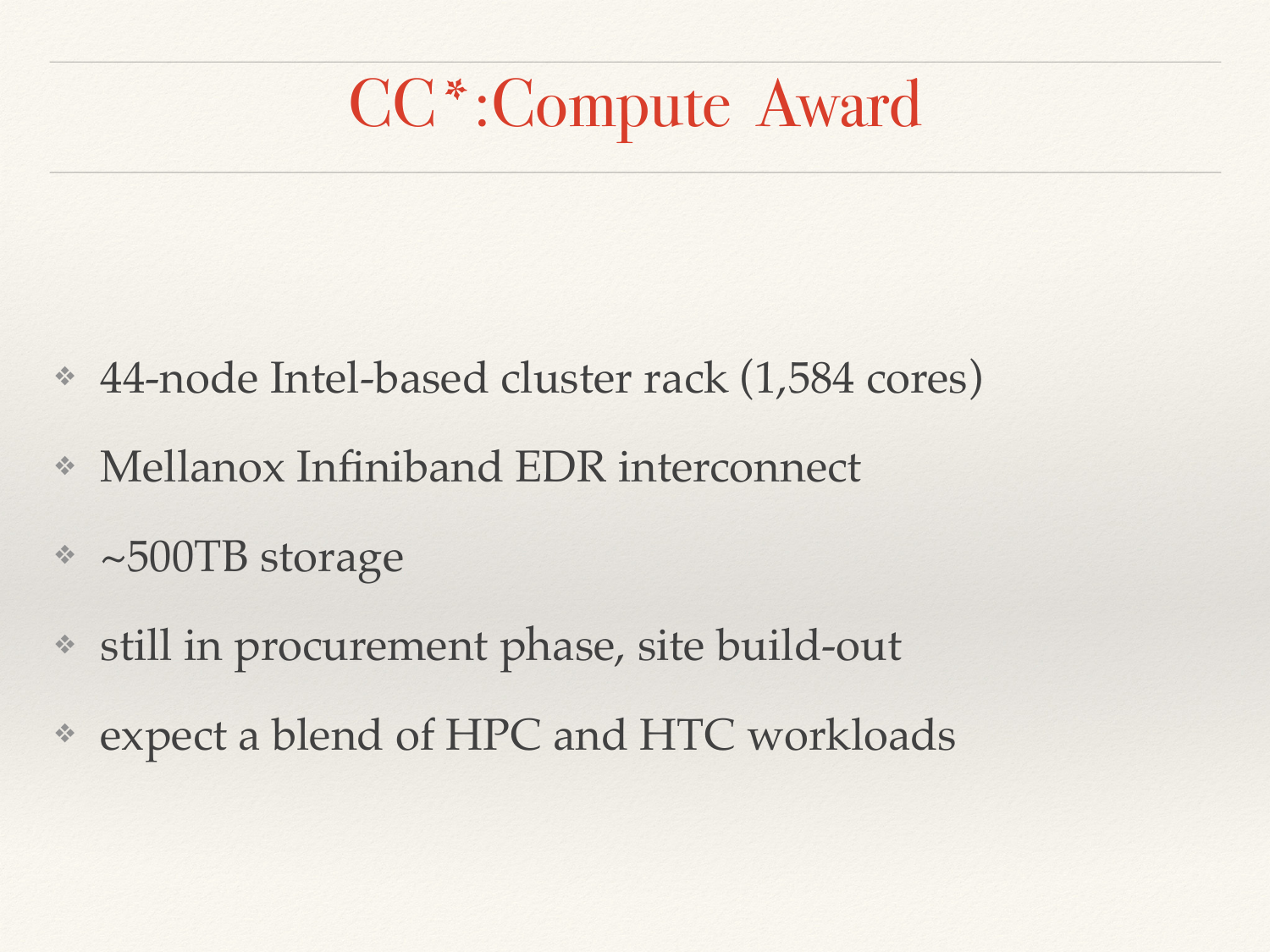# CC*:Compute Award

- 44-node Intel-based cluster rack (1,584 cores)
- Mellanox Infiniband EDR interconnect
- ~500TB storage
- still in procurement phase, site build-out
- expect a blend of HPC and HTC workloads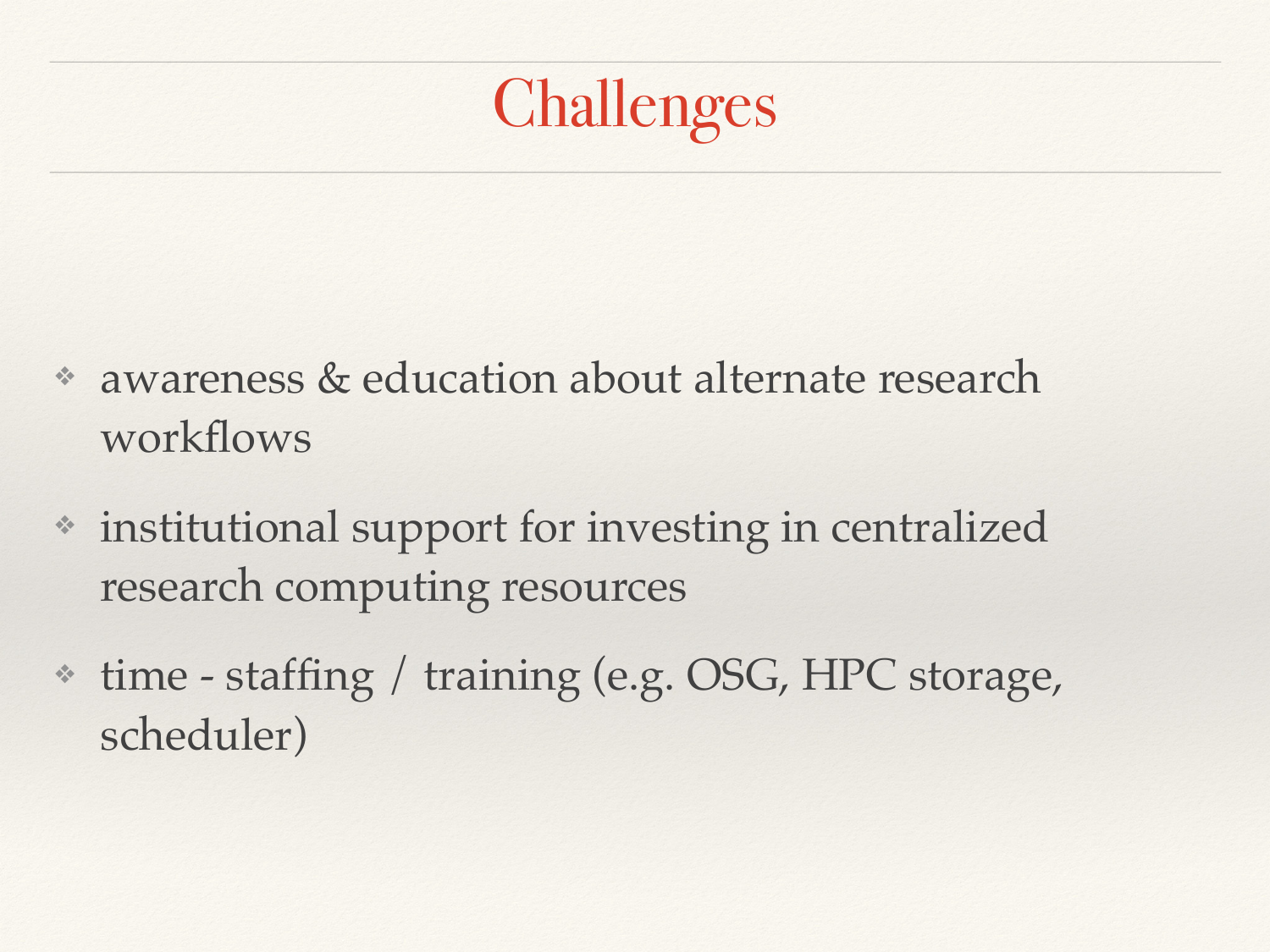# Challenges

- awareness & education about alternate research workflows
- institutional support for investing in centralized research computing resources
- time - staffing / training (e.g. OSG, HPC storage, scheduler)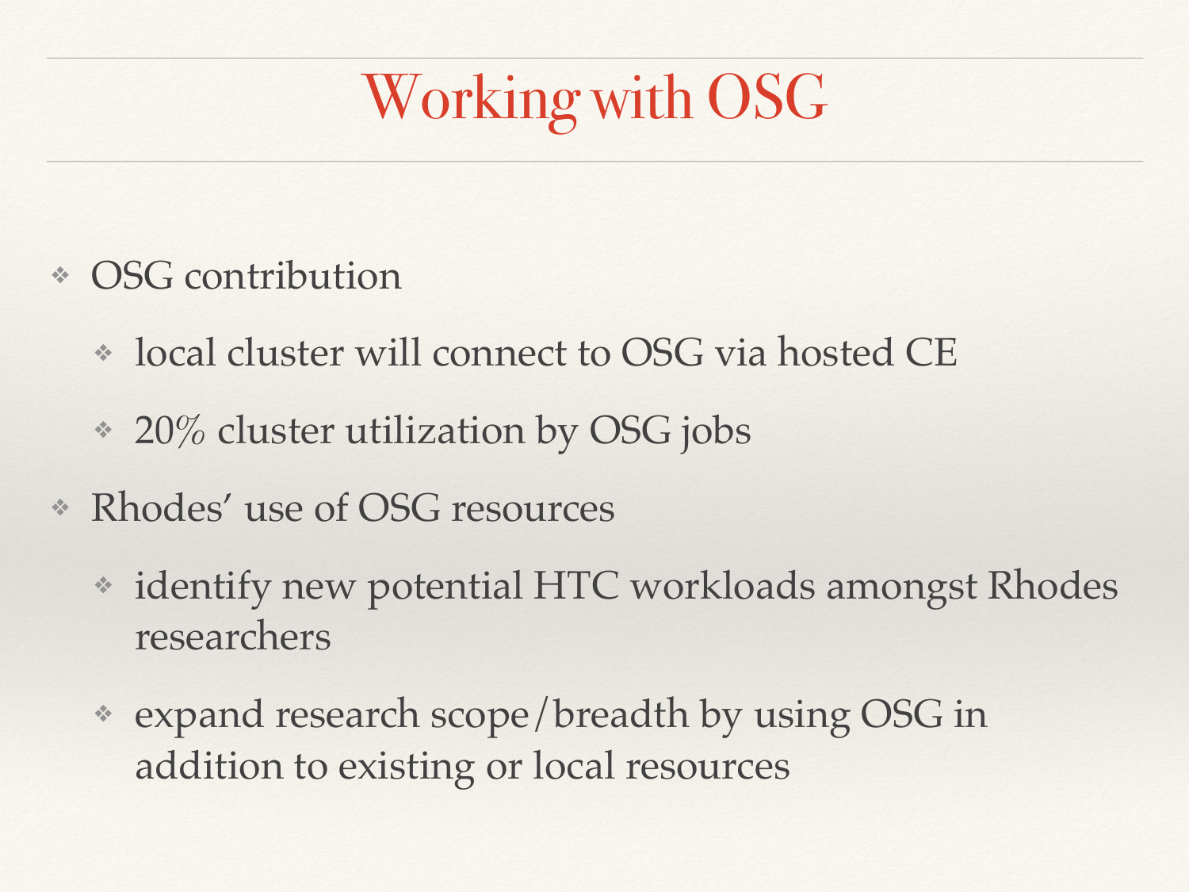# Working with OSG

- OSG contribution
  - local cluster will connect to OSG via hosted CE
  - 20% cluster utilization by OSG jobs
- Rhodes' use of OSG resources
  - identify new potential HTC workloads amongst Rhodes researchers
  - expand research scope/breadth by using OSG in addition to existing or local resources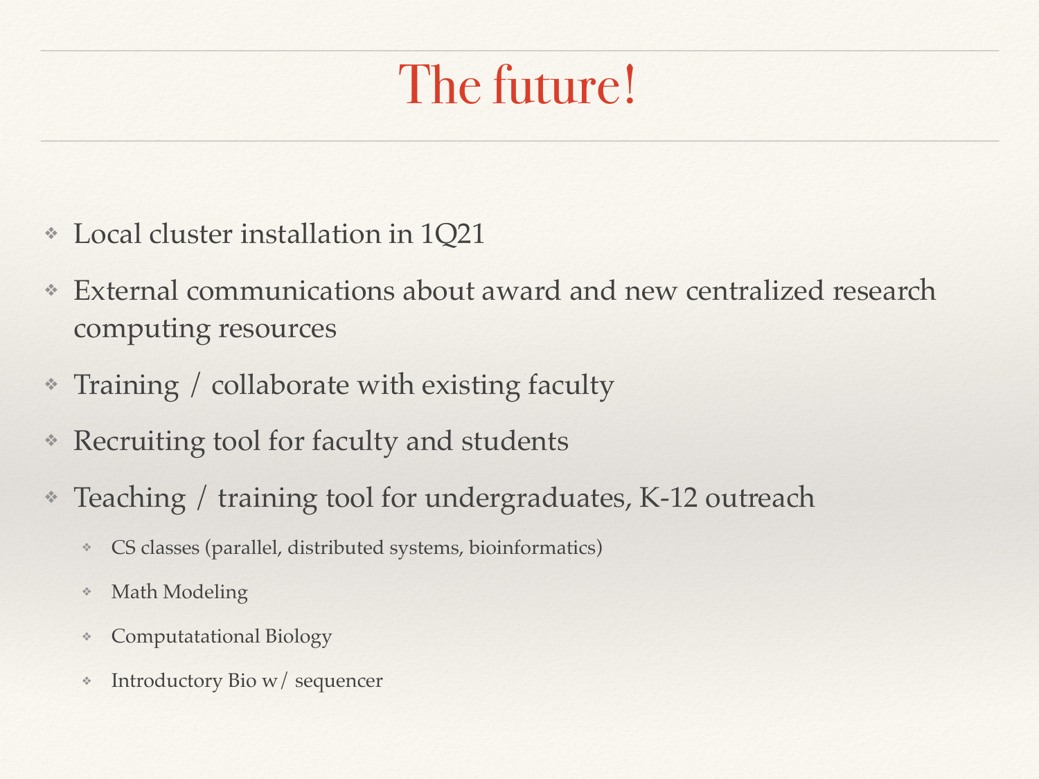# The future!

- Local cluster installation in 1Q21
- External communications about award and new centralized research computing resources
- Training / collaborate with existing faculty
- Recruiting tool for faculty and students
- Teaching / training tool for undergraduates, K-12 outreach
  - CS classes (parallel, distributed systems, bioinformatics)
  - Math Modeling
  - Computatational Biology
  - Introductory Bio w/ sequencer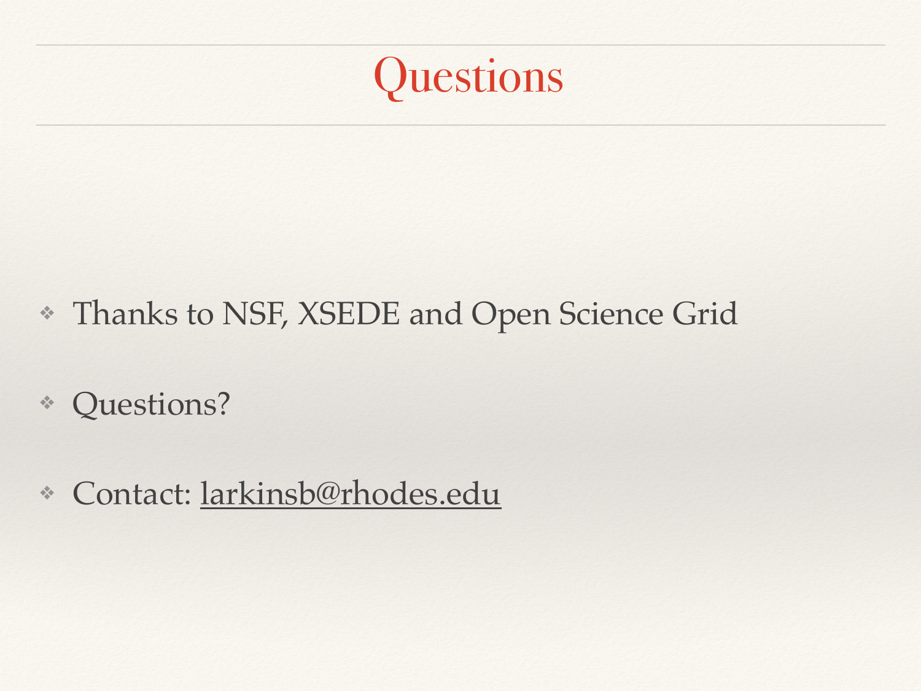# Questions

- Thanks to NSF, XSEDE and Open Science Grid
- Questions?
- Contact: larkinsb@rhodes.edu